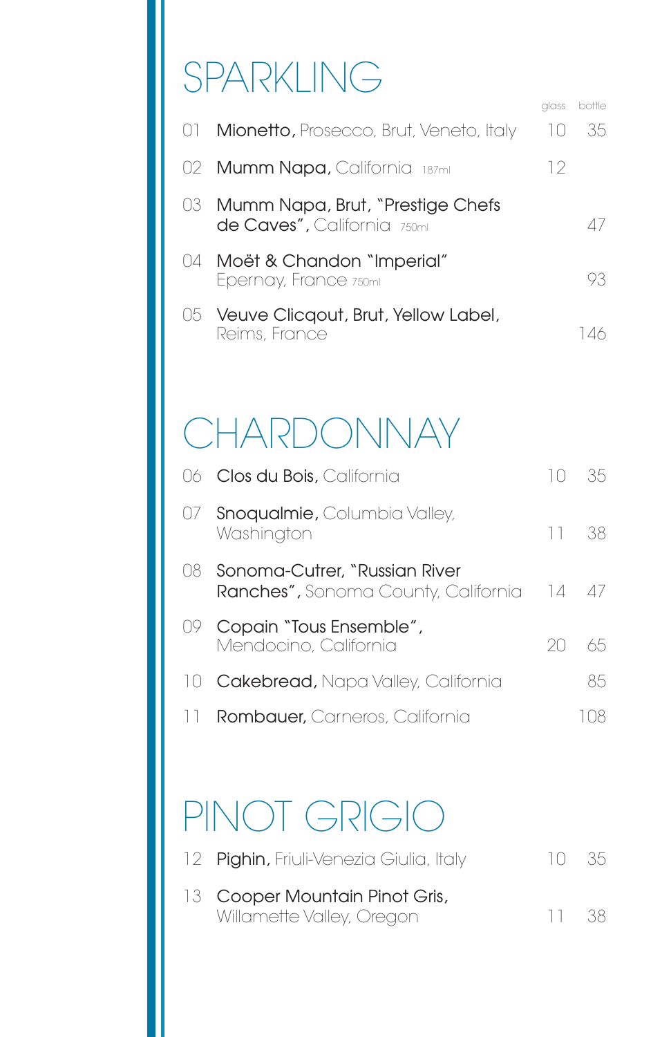# SPARKLING

| # | Wine | glass | bottle |
|---|---|---|---|
| 01 | **Mionetto,** Prosecco, Brut, Veneto, Italy | 10 | 35 |
| 02 | **Mumm Napa,** California 187ml | 12 | |
| 03 | **Mumm Napa, Brut, "Prestige Chefs de Caves",** California 750ml | | 47 |
| 04 | **Moët & Chandon "Imperial"** Epernay, France 750ml | | 93 |
| 05 | **Veuve Clicqout, Brut, Yellow Label,** Reims, France | | 146 |

# CHARDONNAY

| # | Wine | glass | bottle |
|---|---|---|---|
| 06 | **Clos du Bois,** California | 10 | 35 |
| 07 | **Snoqualmie,** Columbia Valley, Washington | 11 | 38 |
| 08 | **Sonoma-Cutrer, "Russian River Ranches",** Sonoma County, California | 14 | 47 |
| 09 | **Copain "Tous Ensemble",** Mendocino, California | 20 | 65 |
| 10 | **Cakebread,** Napa Valley, California | | 85 |
| 11 | **Rombauer,** Carneros, California | | 108 |

# PINOT GRIGIO

| # | Wine | glass | bottle |
|---|---|---|---|
| 12 | **Pighin,** Friuli-Venezia Giulia, Italy | 10 | 35 |
| 13 | **Cooper Mountain Pinot Gris,** Willamette Valley, Oregon | 11 | 38 |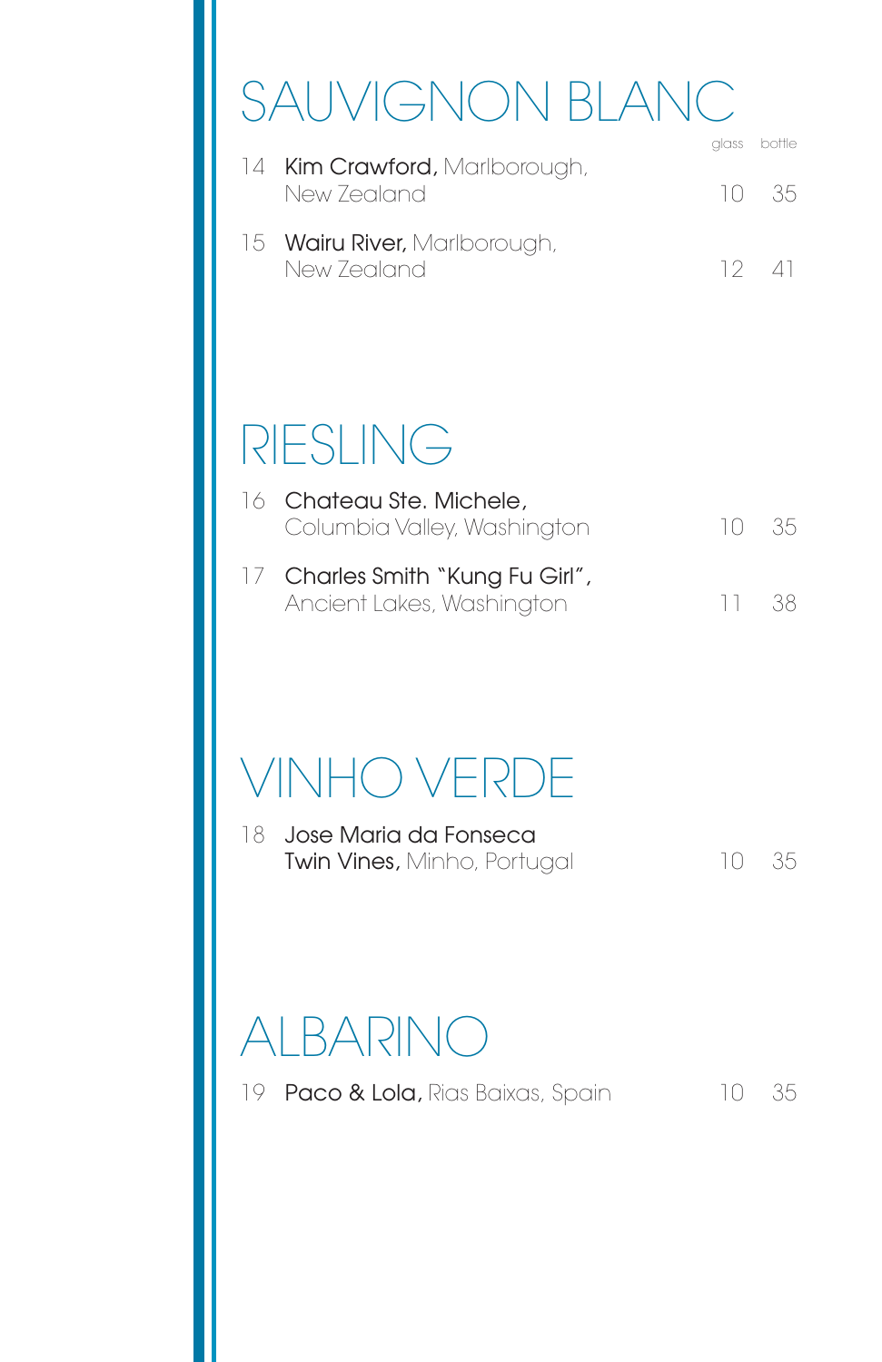## SAUVIGNON BLANC

| # | Wine | glass | bottle |
|---|---|---|---|
| 14 | **Kim Crawford,** Marlborough, New Zealand | 10 | 35 |
| 15 | **Wairu River,** Marlborough, New Zealand | 12 | 41 |

## RIESLING

| # | Wine | glass | bottle |
|---|---|---|---|
| 16 | **Chateau Ste. Michele,** Columbia Valley, Washington | 10 | 35 |
| 17 | **Charles Smith "Kung Fu Girl",** Ancient Lakes, Washington | 11 | 38 |

## VINHO VERDE

| # | Wine | glass | bottle |
|---|---|---|---|
| 18 | **Jose Maria da Fonseca Twin Vines,** Minho, Portugal | 10 | 35 |

## ALBARINO

| # | Wine | glass | bottle |
|---|---|---|---|
| 19 | **Paco & Lola,** Rias Baixas, Spain | 10 | 35 |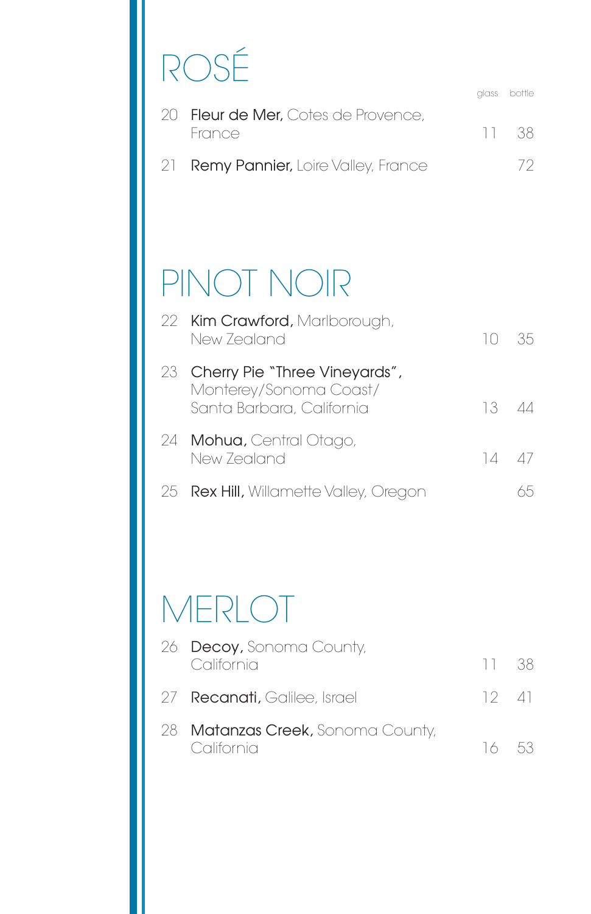# ROSÉ

| | | glass | bottle |
|---|---|---|---|
| 20 | **Fleur de Mer,** Cotes de Provence, France | 11 | 38 |
| 21 | **Remy Pannier,** Loire Valley, France | | 72 |

# PINOT NOIR

| | | glass | bottle |
|---|---|---|---|
| 22 | **Kim Crawford,** Marlborough, New Zealand | 10 | 35 |
| 23 | **Cherry Pie "Three Vineyards",** Monterey/Sonoma Coast/ Santa Barbara, California | 13 | 44 |
| 24 | **Mohua,** Central Otago, New Zealand | 14 | 47 |
| 25 | **Rex Hill,** Willamette Valley, Oregon | | 65 |

# MERLOT

| | | glass | bottle |
|---|---|---|---|
| 26 | **Decoy,** Sonoma County, California | 11 | 38 |
| 27 | **Recanati,** Galilee, Israel | 12 | 41 |
| 28 | **Matanzas Creek,** Sonoma County, California | 16 | 53 |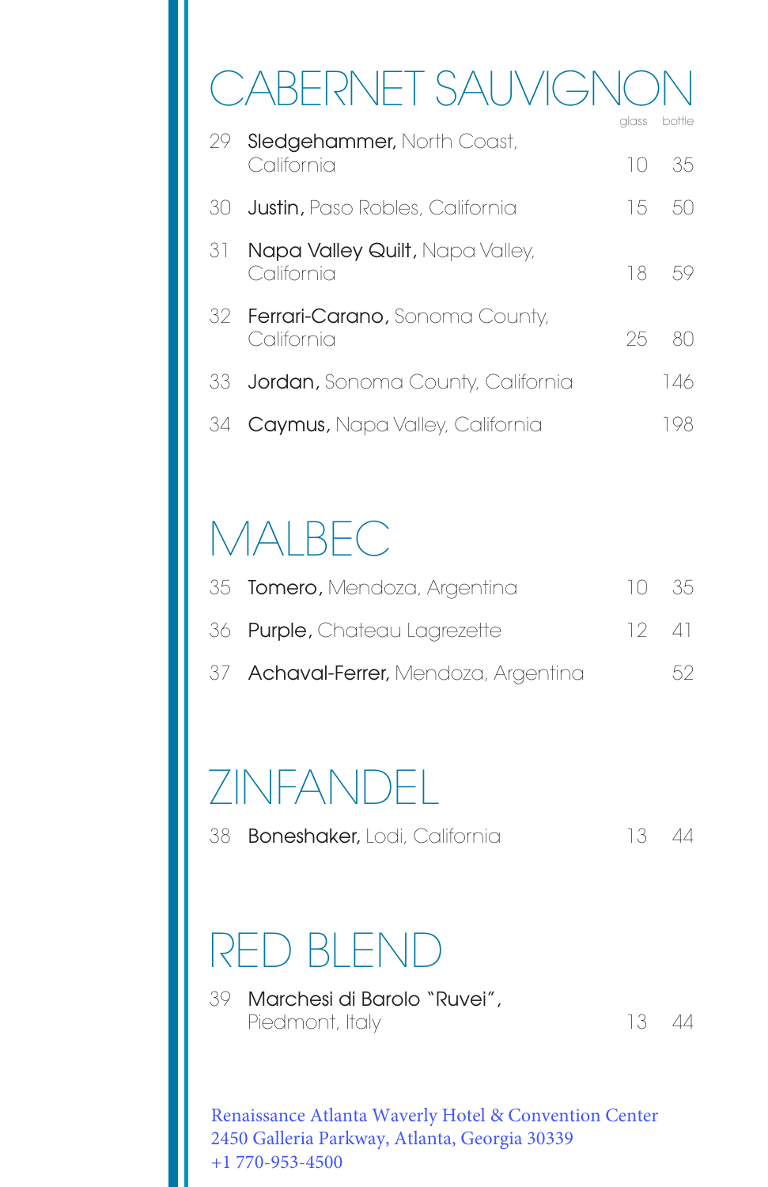# CABERNET SAUVIGNON

| | | glass | bottle |
|---|---|---|---|
| 29 | **Sledgehammer,** North Coast, California | 10 | 35 |
| 30 | **Justin,** Paso Robles, California | 15 | 50 |
| 31 | **Napa Valley Quilt,** Napa Valley, California | 18 | 59 |
| 32 | **Ferrari-Carano,** Sonoma County, California | 25 | 80 |
| 33 | **Jordan,** Sonoma County, California | | 146 |
| 34 | **Caymus,** Napa Valley, California | | 198 |

# MALBEC

| | | | |
|---|---|---|---|
| 35 | **Tomero,** Mendoza, Argentina | 10 | 35 |
| 36 | **Purple,** Chateau Lagrezette | 12 | 41 |
| 37 | **Achaval-Ferrer,** Mendoza, Argentina | | 52 |

# ZINFANDEL

| | | | |
|---|---|---|---|
| 38 | **Boneshaker,** Lodi, California | 13 | 44 |

# RED BLEND

| | | | |
|---|---|---|---|
| 39 | **Marchesi di Barolo "Ruvei",** Piedmont, Italy | 13 | 44 |

Renaissance Atlanta Waverly Hotel & Convention Center
2450 Galleria Parkway, Atlanta, Georgia 30339
+1 770-953-4500